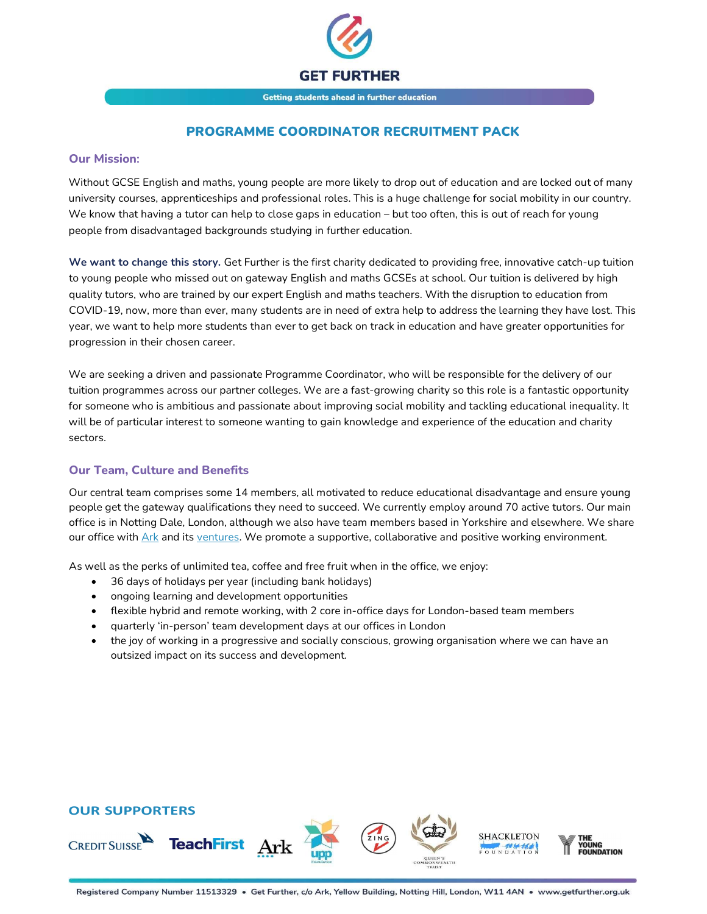# GET FURTHER

Getting students ahead in further education

## PROGRAMME COORDINATOR RECRUITMENT PACK

### Our Mission:

Without GCSE English and maths, young people are more likely to drop out of education and are locked out of many university courses, apprenticeships and professional roles. This is a huge challenge for social mobility in our country. We know that having a tutor can help to close gaps in education – but too often, this is out of reach for young people from disadvantaged backgrounds studying in further education.

**We want to change this story.** Get Further is the first charity dedicated to providing free, innovative catch-up tuition to young people who missed out on gateway English and maths GCSEs at school. Our tuition is delivered by high quality tutors, who are trained by our expert English and maths teachers. With the disruption to education from COVID-19, now, more than ever, many students are in need of extra help to address the learning they have lost. This year, we want to help more students than ever to get back on track in education and have greater opportunities for progression in their chosen career.

We are seeking a driven and passionate Programme Coordinator, who will be responsible for the delivery of our tuition programmes across our partner colleges. We are a fast-growing charity so this role is a fantastic opportunity for someone who is ambitious and passionate about improving social mobility and tackling educational inequality. It will be of particular interest to someone wanting to gain knowledge and experience of the education and charity sectors.

### Our Team, Culture and Benefits

Our central team comprises some 14 members, all motivated to reduce educational disadvantage and ensure young people get the gateway qualifications they need to succeed. We currently employ around 70 active tutors. Our main office is in Notting Dale, London, although we also have team members based in Yorkshire and elsewhere. We share our office with Ark and its ventures. We promote a supportive, collaborative and positive working environment.

As well as the perks of unlimited tea, coffee and free fruit when in the office, we enjoy:

- 36 days of holidays per year (including bank holidays)
- ongoing learning and development opportunities
- flexible hybrid and remote working, with 2 core in-office days for London-based team members
- quarterly 'in-person' team development days at our offices in London
- the joy of working in a progressive and socially conscious, growing organisation where we can have an outsized impact on its success and development.

### OUR SUPPORTERS

Credit Suisse, TeachFirst, Ark, UPP Foundation, Zing, Queen's Commonwealth Trust, Shackleton Foundation, The Young Foundation

Registered Company Number 11513329 • Get Further, c/o Ark, Yellow Building, Notting Hill, London, W11 4AN • www.getfurther.org.uk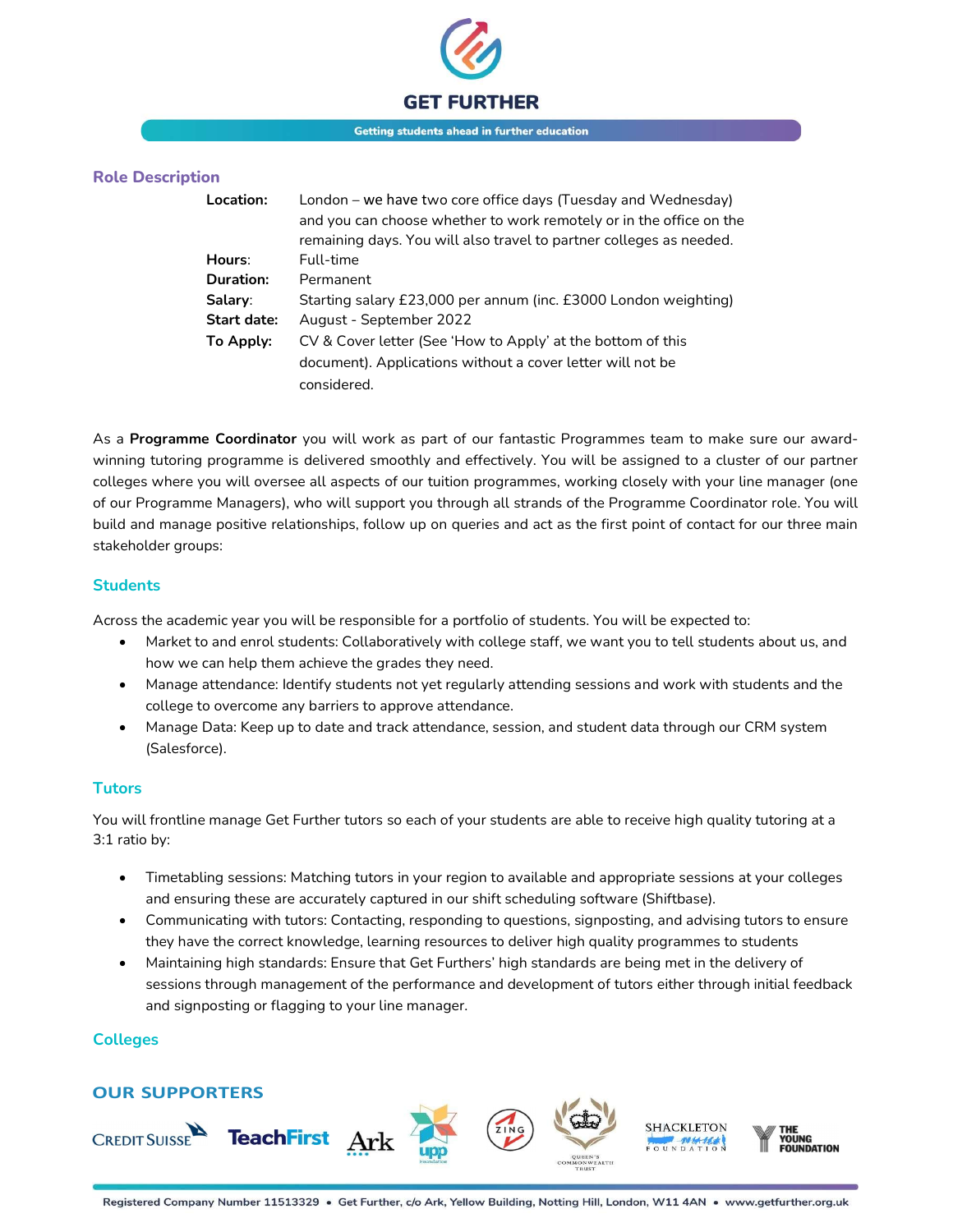## Role Description

| | |
|---|---|
| **Location:** | London – we have two core office days (Tuesday and Wednesday) and you can choose whether to work remotely or in the office on the remaining days. You will also travel to partner colleges as needed. |
| **Hours:** | Full-time |
| **Duration:** | Permanent |
| **Salary:** | Starting salary £23,000 per annum (inc. £3000 London weighting) |
| **Start date:** | August - September 2022 |
| **To Apply:** | CV & Cover letter (See 'How to Apply' at the bottom of this document). Applications without a cover letter will not be considered. |

As a **Programme Coordinator** you will work as part of our fantastic Programmes team to make sure our award-winning tutoring programme is delivered smoothly and effectively. You will be assigned to a cluster of our partner colleges where you will oversee all aspects of our tuition programmes, working closely with your line manager (one of our Programme Managers), who will support you through all strands of the Programme Coordinator role. You will build and manage positive relationships, follow up on queries and act as the first point of contact for our three main stakeholder groups:

### Students

Across the academic year you will be responsible for a portfolio of students. You will be expected to:

- Market to and enrol students: Collaboratively with college staff, we want you to tell students about us, and how we can help them achieve the grades they need.
- Manage attendance: Identify students not yet regularly attending sessions and work with students and the college to overcome any barriers to approve attendance.
- Manage Data: Keep up to date and track attendance, session, and student data through our CRM system (Salesforce).

### Tutors

You will frontline manage Get Further tutors so each of your students are able to receive high quality tutoring at a 3:1 ratio by:

- Timetabling sessions: Matching tutors in your region to available and appropriate sessions at your colleges and ensuring these are accurately captured in our shift scheduling software (Shiftbase).
- Communicating with tutors: Contacting, responding to questions, signposting, and advising tutors to ensure they have the correct knowledge, learning resources to deliver high quality programmes to students
- Maintaining high standards: Ensure that Get Furthers' high standards are being met in the delivery of sessions through management of the performance and development of tutors either through initial feedback and signposting or flagging to your line manager.

### Colleges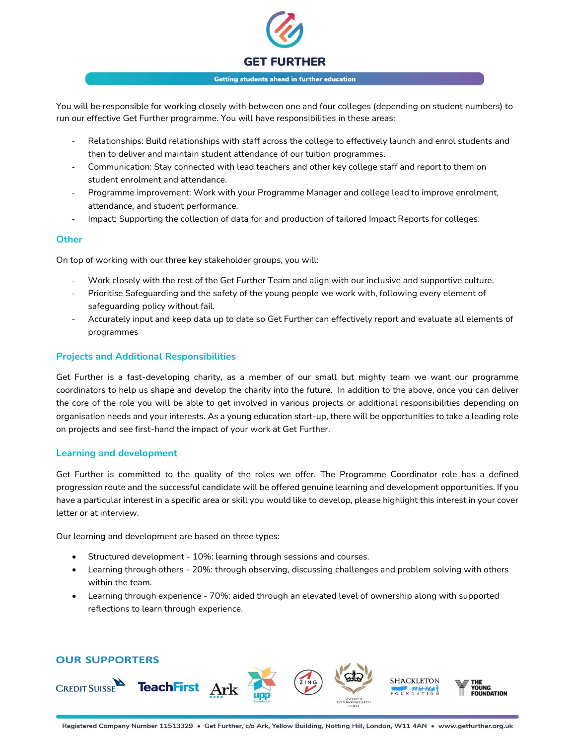You will be responsible for working closely with between one and four colleges (depending on student numbers) to run our effective Get Further programme. You will have responsibilities in these areas:

- Relationships: Build relationships with staff across the college to effectively launch and enrol students and then to deliver and maintain student attendance of our tuition programmes.
- Communication: Stay connected with lead teachers and other key college staff and report to them on student enrolment and attendance.
- Programme improvement: Work with your Programme Manager and college lead to improve enrolment, attendance, and student performance.
- Impact: Supporting the collection of data for and production of tailored Impact Reports for colleges.

## Other

On top of working with our three key stakeholder groups, you will:

- Work closely with the rest of the Get Further Team and align with our inclusive and supportive culture.
- Prioritise Safeguarding and the safety of the young people we work with, following every element of safeguarding policy without fail.
- Accurately input and keep data up to date so Get Further can effectively report and evaluate all elements of programmes

## Projects and Additional Responsibilities

Get Further is a fast-developing charity, as a member of our small but mighty team we want our programme coordinators to help us shape and develop the charity into the future. In addition to the above, once you can deliver the core of the role you will be able to get involved in various projects or additional responsibilities depending on organisation needs and your interests. As a young education start-up, there will be opportunities to take a leading role on projects and see first-hand the impact of your work at Get Further.

## Learning and development

Get Further is committed to the quality of the roles we offer. The Programme Coordinator role has a defined progression route and the successful candidate will be offered genuine learning and development opportunities. If you have a particular interest in a specific area or skill you would like to develop, please highlight this interest in your cover letter or at interview.

Our learning and development are based on three types:

- Structured development - 10%: learning through sessions and courses.
- Learning through others - 20%: through observing, discussing challenges and problem solving with others within the team.
- Learning through experience - 70%: aided through an elevated level of ownership along with supported reflections to learn through experience.

## OUR SUPPORTERS

Credit Suisse, TeachFirst, Ark, UPP Foundation, Zing, Queen's Commonwealth Trust, Shackleton Foundation, The Young Foundation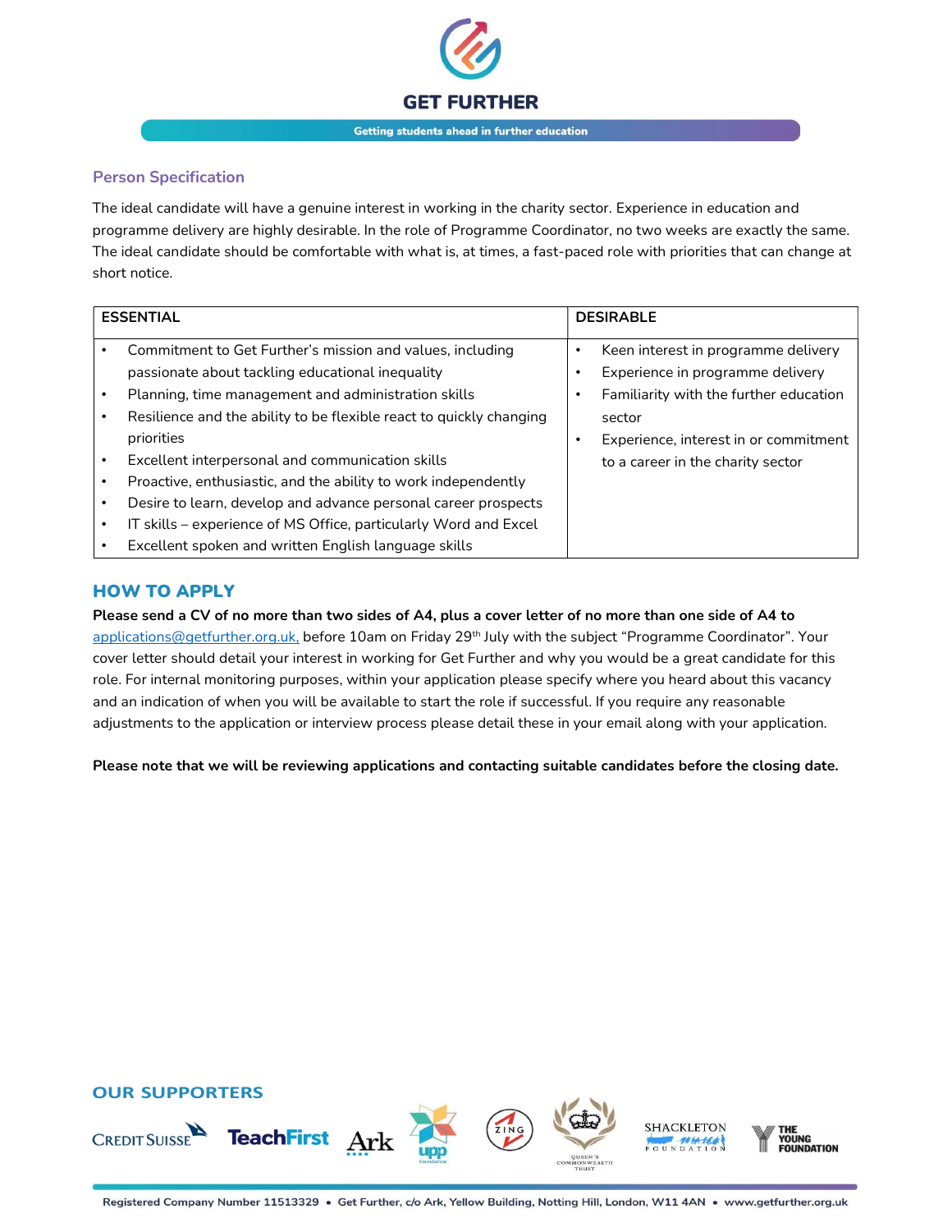## Person Specification

The ideal candidate will have a genuine interest in working in the charity sector. Experience in education and programme delivery are highly desirable. In the role of Programme Coordinator, no two weeks are exactly the same. The ideal candidate should be comfortable with what is, at times, a fast-paced role with priorities that can change at short notice.

| ESSENTIAL | DESIRABLE |
|---|---|
| • Commitment to Get Further's mission and values, including passionate about tackling educational inequality<br>• Planning, time management and administration skills<br>• Resilience and the ability to be flexible react to quickly changing priorities<br>• Excellent interpersonal and communication skills<br>• Proactive, enthusiastic, and the ability to work independently<br>• Desire to learn, develop and advance personal career prospects<br>• IT skills – experience of MS Office, particularly Word and Excel<br>• Excellent spoken and written English language skills | • Keen interest in programme delivery<br>• Experience in programme delivery<br>• Familiarity with the further education sector<br>• Experience, interest in or commitment to a career in the charity sector |

## HOW TO APPLY

**Please send a CV of no more than two sides of A4, plus a cover letter of no more than one side of A4 to** applications@getfurther.org.uk, before 10am on Friday 29th July with the subject "Programme Coordinator". Your cover letter should detail your interest in working for Get Further and why you would be a great candidate for this role. For internal monitoring purposes, within your application please specify where you heard about this vacancy and an indication of when you will be available to start the role if successful. If you require any reasonable adjustments to the application or interview process please detail these in your email along with your application.

**Please note that we will be reviewing applications and contacting suitable candidates before the closing date.**

## OUR SUPPORTERS

Credit Suisse · TeachFirst · Ark · upp Foundation · Zing · Queen's Commonwealth Trust · Shackleton Foundation · The Young Foundation